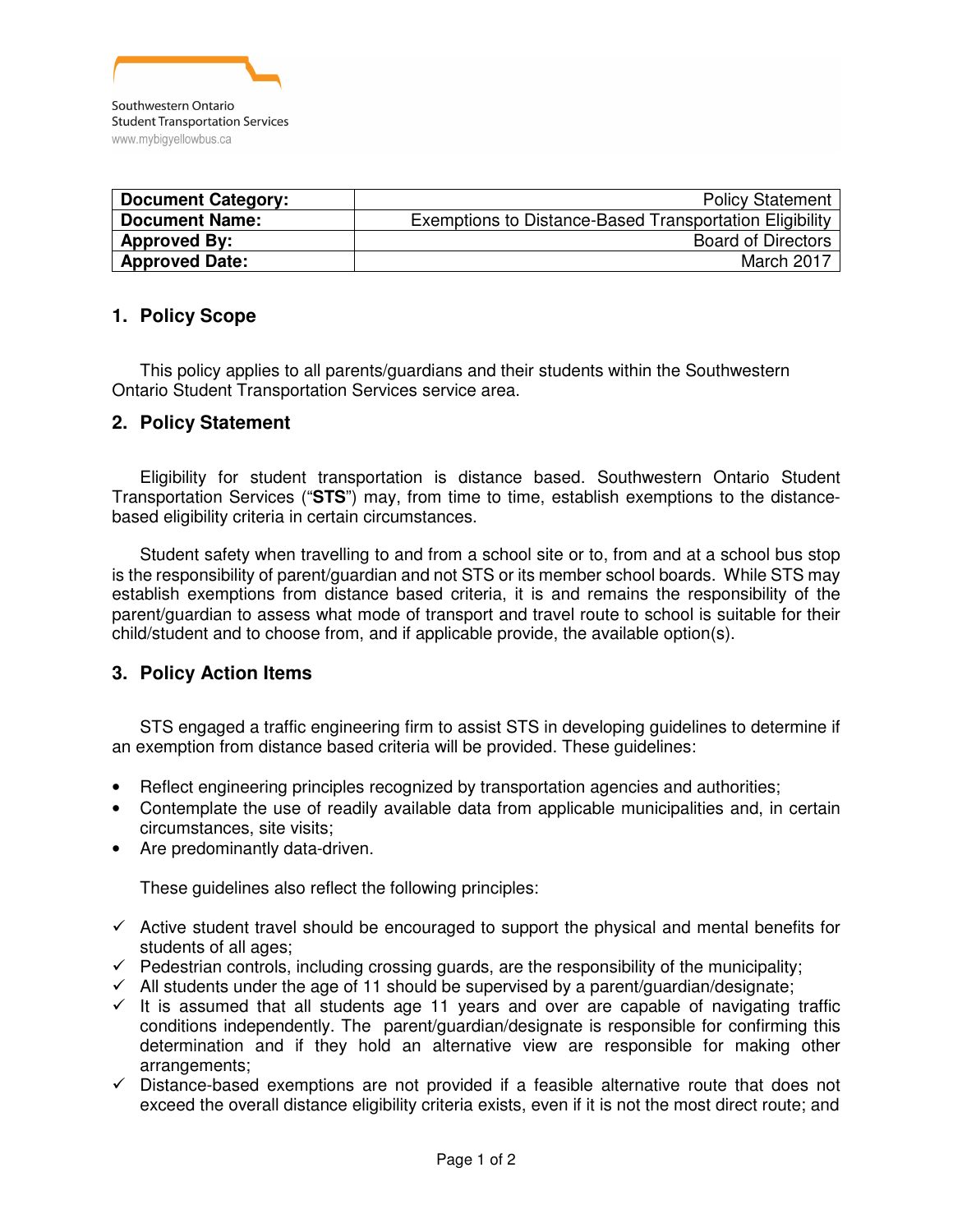Southwestern Ontario
Student Transportation Services
www.mybigyellowbus.ca

| Document Category: | Policy Statement |
| --- | --- |
| Document Name: | Exemptions to Distance-Based Transportation Eligibility |
| Approved By: | Board of Directors |
| Approved Date: | March 2017 |

## 1. Policy Scope

This policy applies to all parents/guardians and their students within the Southwestern Ontario Student Transportation Services service area.

## 2. Policy Statement

Eligibility for student transportation is distance based. Southwestern Ontario Student Transportation Services ("**STS**") may, from time to time, establish exemptions to the distance-based eligibility criteria in certain circumstances.

Student safety when travelling to and from a school site or to, from and at a school bus stop is the responsibility of parent/guardian and not STS or its member school boards. While STS may establish exemptions from distance based criteria, it is and remains the responsibility of the parent/guardian to assess what mode of transport and travel route to school is suitable for their child/student and to choose from, and if applicable provide, the available option(s).

## 3. Policy Action Items

STS engaged a traffic engineering firm to assist STS in developing guidelines to determine if an exemption from distance based criteria will be provided. These guidelines:

- Reflect engineering principles recognized by transportation agencies and authorities;
- Contemplate the use of readily available data from applicable municipalities and, in certain circumstances, site visits;
- Are predominantly data-driven.

These guidelines also reflect the following principles:

- ✓ Active student travel should be encouraged to support the physical and mental benefits for students of all ages;
- ✓ Pedestrian controls, including crossing guards, are the responsibility of the municipality;
- ✓ All students under the age of 11 should be supervised by a parent/guardian/designate;
- ✓ It is assumed that all students age 11 years and over are capable of navigating traffic conditions independently. The parent/guardian/designate is responsible for confirming this determination and if they hold an alternative view are responsible for making other arrangements;
- ✓ Distance-based exemptions are not provided if a feasible alternative route that does not exceed the overall distance eligibility criteria exists, even if it is not the most direct route; and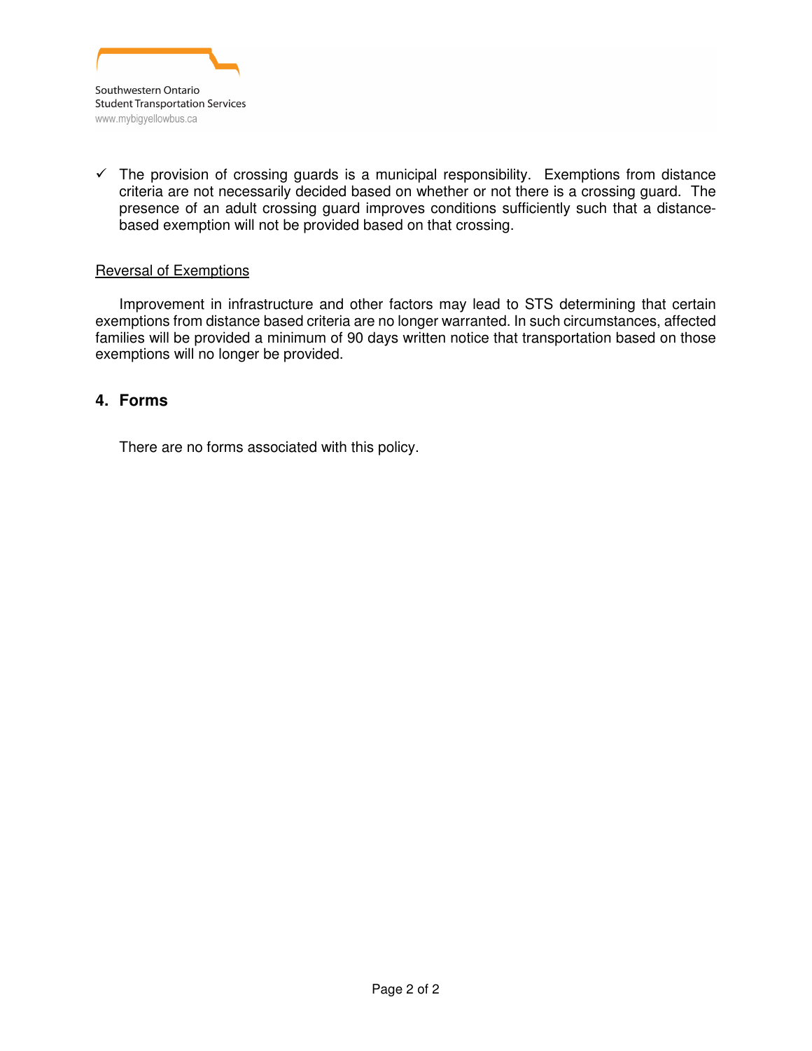- ✓ The provision of crossing guards is a municipal responsibility. Exemptions from distance criteria are not necessarily decided based on whether or not there is a crossing guard. The presence of an adult crossing guard improves conditions sufficiently such that a distance-based exemption will not be provided based on that crossing.

<u>Reversal of Exemptions</u>

Improvement in infrastructure and other factors may lead to STS determining that certain exemptions from distance based criteria are no longer warranted. In such circumstances, affected families will be provided a minimum of 90 days written notice that transportation based on those exemptions will no longer be provided.

## 4. Forms

There are no forms associated with this policy.